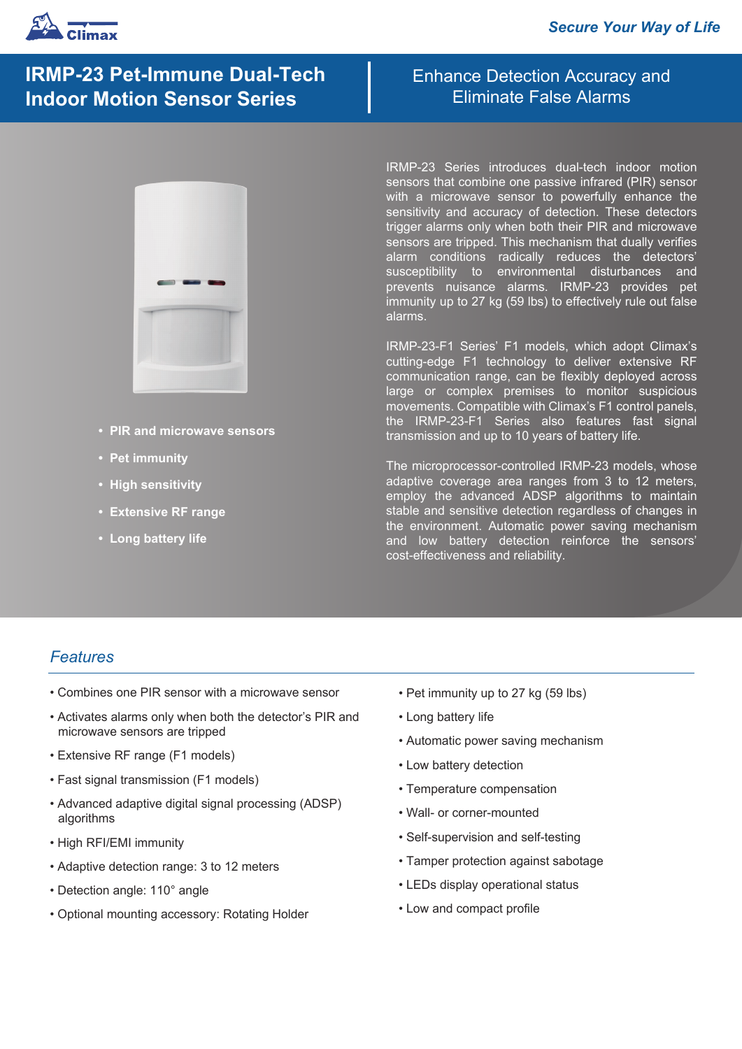Climax

*Secure Your Way of Life*

# IRMP-23 Pet-Immune Dual-Tech Indoor Motion Sensor Series

## Enhance Detection Accuracy and Eliminate False Alarms

- **PIR and microwave sensors**
- **Pet immunity**
- **High sensitivity**
- **Extensive RF range**
- **Long battery life**

IRMP-23 Series introduces dual-tech indoor motion sensors that combine one passive infrared (PIR) sensor with a microwave sensor to powerfully enhance the sensitivity and accuracy of detection. These detectors trigger alarms only when both their PIR and microwave sensors are tripped. This mechanism that dually verifies alarm conditions radically reduces the detectors' susceptibility to environmental disturbances and prevents nuisance alarms. IRMP-23 provides pet immunity up to 27 kg (59 lbs) to effectively rule out false alarms.

IRMP-23-F1 Series' F1 models, which adopt Climax's cutting-edge F1 technology to deliver extensive RF communication range, can be flexibly deployed across large or complex premises to monitor suspicious movements. Compatible with Climax's F1 control panels, the IRMP-23-F1 Series also features fast signal transmission and up to 10 years of battery life.

The microprocessor-controlled IRMP-23 models, whose adaptive coverage area ranges from 3 to 12 meters, employ the advanced ADSP algorithms to maintain stable and sensitive detection regardless of changes in the environment. Automatic power saving mechanism and low battery detection reinforce the sensors' cost-effectiveness and reliability.

## *Features*

- Combines one PIR sensor with a microwave sensor
- Activates alarms only when both the detector's PIR and microwave sensors are tripped
- Extensive RF range (F1 models)
- Fast signal transmission (F1 models)
- Advanced adaptive digital signal processing (ADSP) algorithms
- High RFI/EMI immunity
- Adaptive detection range: 3 to 12 meters
- Detection angle: 110° angle
- Optional mounting accessory: Rotating Holder
- Pet immunity up to 27 kg (59 lbs)
- Long battery life
- Automatic power saving mechanism
- Low battery detection
- Temperature compensation
- Wall- or corner-mounted
- Self-supervision and self-testing
- Tamper protection against sabotage
- LEDs display operational status
- Low and compact profile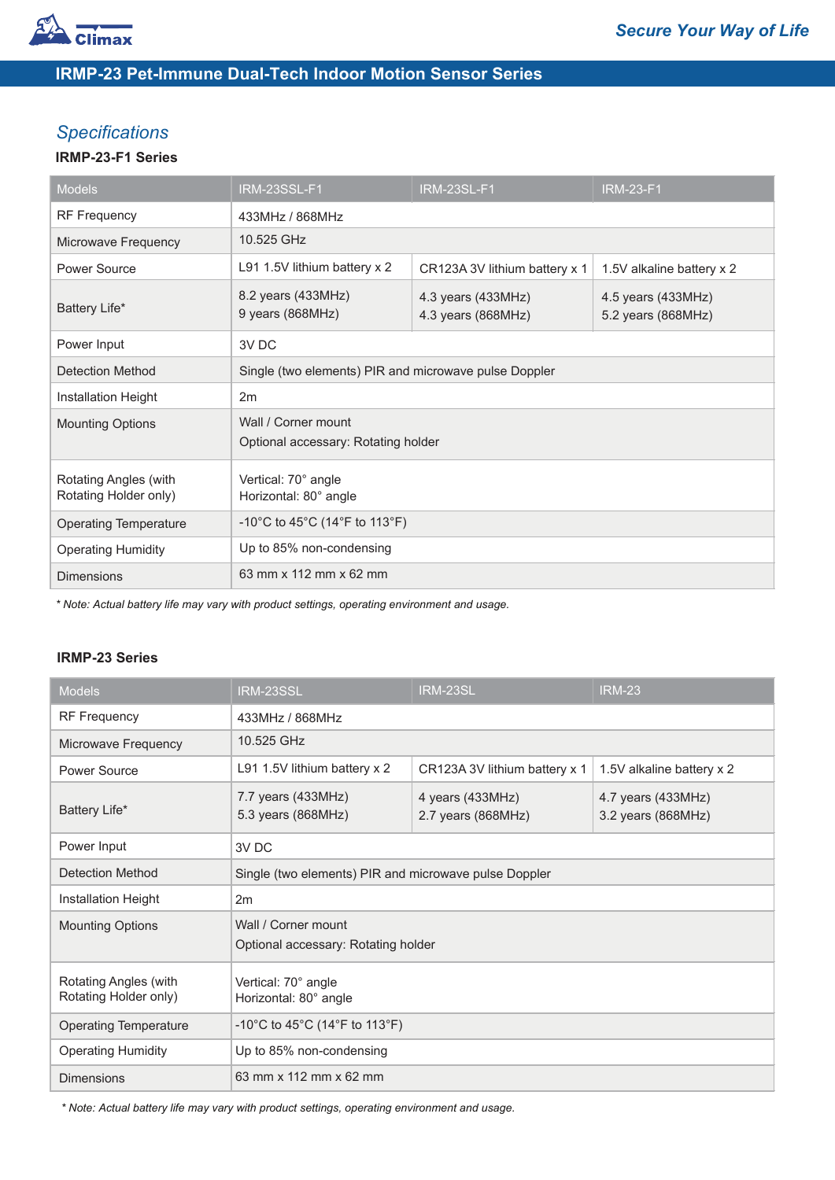# IRMP-23 Pet-Immune Dual-Tech Indoor Motion Sensor Series

## Specifications

### IRMP-23-F1 Series

| Models | IRM-23SSL-F1 | IRM-23SL-F1 | IRM-23-F1 |
|---|---|---|---|
| RF Frequency | 433MHz / 868MHz | | |
| Microwave Frequency | 10.525 GHz | | |
| Power Source | L91 1.5V lithium battery x 2 | CR123A 3V lithium battery x 1 | 1.5V alkaline battery x 2 |
| Battery Life* | 8.2 years (433MHz)<br>9 years (868MHz) | 4.3 years (433MHz)<br>4.3 years (868MHz) | 4.5 years (433MHz)<br>5.2 years (868MHz) |
| Power Input | 3V DC | | |
| Detection Method | Single (two elements) PIR and microwave pulse Doppler | | |
| Installation Height | 2m | | |
| Mounting Options | Wall / Corner mount<br>Optional accessary: Rotating holder | | |
| Rotating Angles (with Rotating Holder only) | Vertical: 70° angle<br>Horizontal: 80° angle | | |
| Operating Temperature | -10°C to 45°C (14°F to 113°F) | | |
| Operating Humidity | Up to 85% non-condensing | | |
| Dimensions | 63 mm x 112 mm x 62 mm | | |

*\* Note: Actual battery life may vary with product settings, operating environment and usage.*

### IRMP-23 Series

| Models | IRM-23SSL | IRM-23SL | IRM-23 |
|---|---|---|---|
| RF Frequency | 433MHz / 868MHz | | |
| Microwave Frequency | 10.525 GHz | | |
| Power Source | L91 1.5V lithium battery x 2 | CR123A 3V lithium battery x 1 | 1.5V alkaline battery x 2 |
| Battery Life* | 7.7 years (433MHz)<br>5.3 years (868MHz) | 4 years (433MHz)<br>2.7 years (868MHz) | 4.7 years (433MHz)<br>3.2 years (868MHz) |
| Power Input | 3V DC | | |
| Detection Method | Single (two elements) PIR and microwave pulse Doppler | | |
| Installation Height | 2m | | |
| Mounting Options | Wall / Corner mount<br>Optional accessary: Rotating holder | | |
| Rotating Angles (with Rotating Holder only) | Vertical: 70° angle<br>Horizontal: 80° angle | | |
| Operating Temperature | -10°C to 45°C (14°F to 113°F) | | |
| Operating Humidity | Up to 85% non-condensing | | |
| Dimensions | 63 mm x 112 mm x 62 mm | | |

*\* Note: Actual battery life may vary with product settings, operating environment and usage.*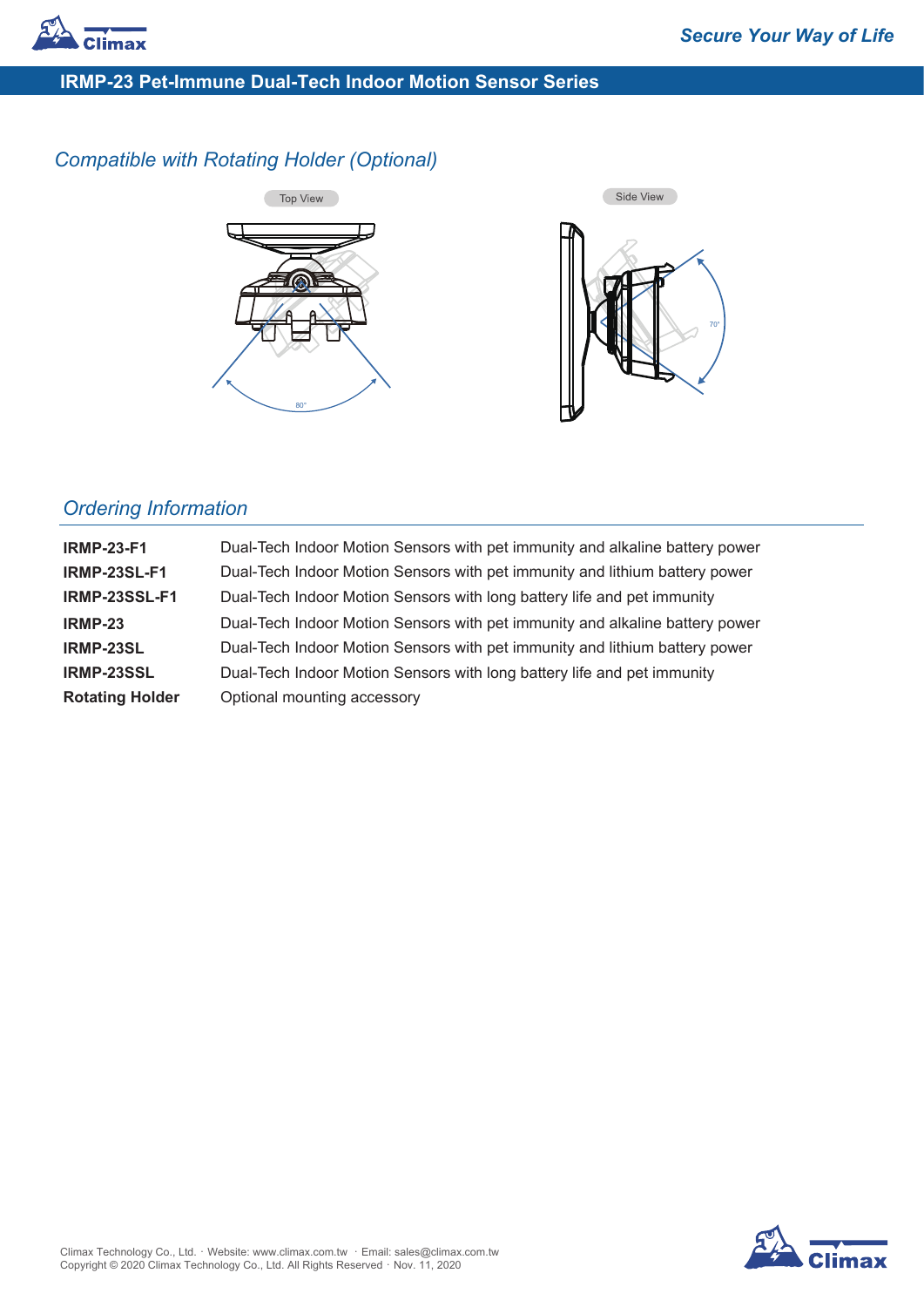## Compatible with Rotating Holder (Optional)

Top View

80°

Side View

70°

## Ordering Information

| | |
|---|---|
| **IRMP-23-F1** | Dual-Tech Indoor Motion Sensors with pet immunity and alkaline battery power |
| **IRMP-23SL-F1** | Dual-Tech Indoor Motion Sensors with pet immunity and lithium battery power |
| **IRMP-23SSL-F1** | Dual-Tech Indoor Motion Sensors with long battery life and pet immunity |
| **IRMP-23** | Dual-Tech Indoor Motion Sensors with pet immunity and alkaline battery power |
| **IRMP-23SL** | Dual-Tech Indoor Motion Sensors with pet immunity and lithium battery power |
| **IRMP-23SSL** | Dual-Tech Indoor Motion Sensors with long battery life and pet immunity |
| **Rotating Holder** | Optional mounting accessory |